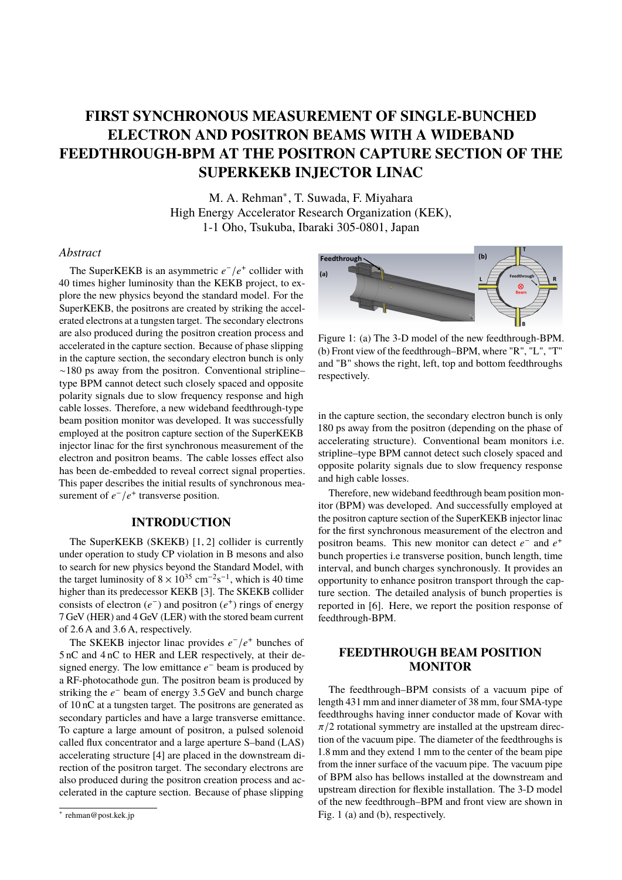# FIRST SYNCHRONOUS MEASUREMENT OF SINGLE-BUNCHED ELECTRON AND POSITRON BEAMS WITH A WIDEBAND FEEDTHROUGH-BPM AT THE POSITRON CAPTURE SECTION OF THE SUPERKEKB INJECTOR LINAC

M. A. Rehman*, T. Suwada, F. Miyahara
High Energy Accelerator Research Organization (KEK),
1-1 Oho, Tsukuba, Ibaraki 305-0801, Japan

## *Abstract*

The SuperKEKB is an asymmetric $e^-/e^+$ collider with 40 times higher luminosity than the KEKB project, to explore the new physics beyond the standard model. For the SuperKEKB, the positrons are created by striking the accelerated electrons at a tungsten target. The secondary electrons are also produced during the positron creation process and accelerated in the capture section. Because of phase slipping in the capture section, the secondary electron bunch is only ~180 ps away from the positron. Conventional stripline–type BPM cannot detect such closely spaced and opposite polarity signals due to slow frequency response and high cable losses. Therefore, a new wideband feedthrough-type beam position monitor was developed. It was successfully employed at the positron capture section of the SuperKEKB injector linac for the first synchronous measurement of the electron and positron beams. The cable losses effect also has been de-embedded to reveal correct signal properties. This paper describes the initial results of synchronous measurement of $e^-/e^+$ transverse position.

## INTRODUCTION

The SuperKEKB (SKEKB) [1, 2] collider is currently under operation to study CP violation in B mesons and also to search for new physics beyond the Standard Model, with the target luminosity of $8 \times 10^{35}$ cm$^{-2}$s$^{-1}$, which is 40 time higher than its predecessor KEKB [3]. The SKEKB collider consists of electron ($e^-$) and positron ($e^+$) rings of energy 7 GeV (HER) and 4 GeV (LER) with the stored beam current of 2.6 A and 3.6 A, respectively.

The SKEKB injector linac provides $e^-/e^+$ bunches of 5 nC and 4 nC to HER and LER respectively, at their designed energy. The low emittance $e^-$ beam is produced by a RF-photocathode gun. The positron beam is produced by striking the $e^-$ beam of energy 3.5 GeV and bunch charge of 10 nC at a tungsten target. The positrons are generated as secondary particles and have a large transverse emittance. To capture a large amount of positron, a pulsed solenoid called flux concentrator and a large aperture S–band (LAS) accelerating structure [4] are placed in the downstream direction of the positron target. The secondary electrons are also produced during the positron creation process and accelerated in the capture section. Because of phase slipping in the capture section, the secondary electron bunch is only 180 ps away from the positron (depending on the phase of accelerating structure). Conventional beam monitors i.e. stripline–type BPM cannot detect such closely spaced and opposite polarity signals due to slow frequency response and high cable losses.

* rehman@post.kek.jp

Figure 1: (a) The 3-D model of the new feedthrough-BPM. (b) Front view of the feedthrough–BPM, where "R", "L", "T" and "B" shows the right, left, top and bottom feedthroughs respectively.

Therefore, new wideband feedthrough beam position monitor (BPM) was developed. And successfully employed at the positron capture section of the SuperKEKB injector linac for the first synchronous measurement of the electron and positron beams. This new monitor can detect $e^-$ and $e^+$ bunch properties i.e transverse position, bunch length, time interval, and bunch charges synchronously. It provides an opportunity to enhance positron transport through the capture section. The detailed analysis of bunch properties is reported in [6]. Here, we report the position response of feedthrough-BPM.

## FEEDTHROUGH BEAM POSITION MONITOR

The feedthrough–BPM consists of a vacuum pipe of length 431 mm and inner diameter of 38 mm, four SMA-type feedthroughs having inner conductor made of Kovar with $\pi/2$ rotational symmetry are installed at the upstream direction of the vacuum pipe. The diameter of the feedthroughs is 1.8 mm and they extend 1 mm to the center of the beam pipe from the inner surface of the vacuum pipe. The vacuum pipe of BPM also has bellows installed at the downstream and upstream direction for flexible installation. The 3-D model of the new feedthrough–BPM and front view are shown in Fig. 1 (a) and (b), respectively.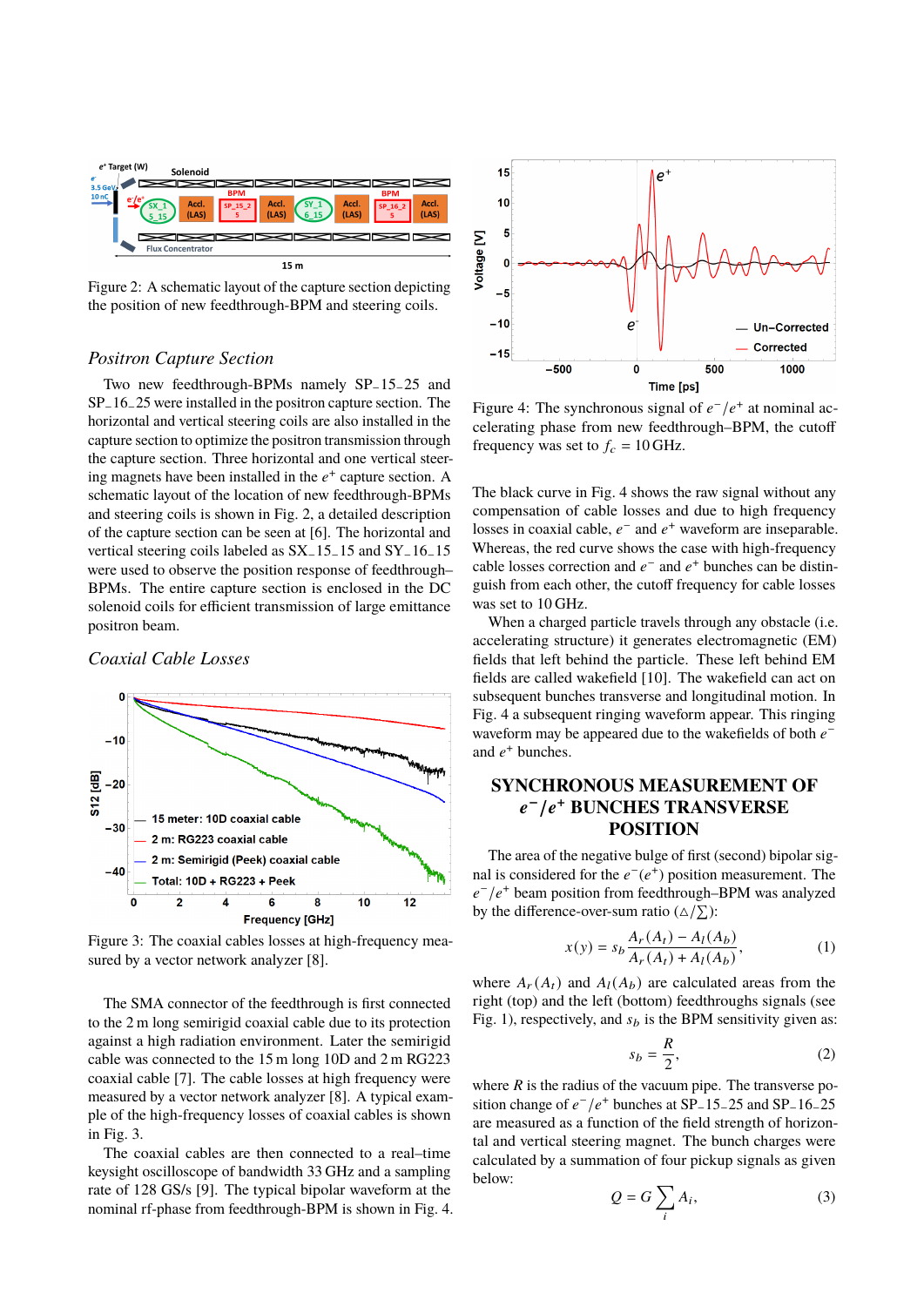Figure 2: A schematic layout of the capture section depicting the position of new feedthrough-BPM and steering coils.

## *Positron Capture Section*

Two new feedthrough-BPMs namely SP_15_25 and SP_16_25 were installed in the positron capture section. The horizontal and vertical steering coils are also installed in the capture section to optimize the positron transmission through the capture section. Three horizontal and one vertical steering magnets have been installed in the $e^+$ capture section. A schematic layout of the location of new feedthrough-BPMs and steering coils is shown in Fig. 2, a detailed description of the capture section can be seen at [6]. The horizontal and vertical steering coils labeled as SX_15_15 and SY_16_15 were used to observe the position response of feedthrough–BPMs. The entire capture section is enclosed in the DC solenoid coils for efficient transmission of large emittance positron beam.

## *Coaxial Cable Losses*

Figure 3: The coaxial cables losses at high-frequency measured by a vector network analyzer [8].

The SMA connector of the feedthrough is first connected to the 2 m long semirigid coaxial cable due to its protection against a high radiation environment. Later the semirigid cable was connected to the 15 m long 10D and 2 m RG223 coaxial cable [7]. The cable losses at high frequency were measured by a vector network analyzer [8]. A typical example of the high-frequency losses of coaxial cables is shown in Fig. 3.

The coaxial cables are then connected to a real–time keysight oscilloscope of bandwidth 33 GHz and a sampling rate of 128 GS/s [9]. The typical bipolar waveform at the nominal rf-phase from feedthrough-BPM is shown in Fig. 4.

Figure 4: The synchronous signal of $e^-/e^+$ at nominal accelerating phase from new feedthrough–BPM, the cutoff frequency was set to $f_c = 10\,\text{GHz}$.

The black curve in Fig. 4 shows the raw signal without any compensation of cable losses and due to high frequency losses in coaxial cable, $e^-$ and $e^+$ waveform are inseparable. Whereas, the red curve shows the case with high-frequency cable losses correction and $e^-$ and $e^+$ bunches can be distinguish from each other, the cutoff frequency for cable losses was set to 10 GHz.

When a charged particle travels through any obstacle (i.e. accelerating structure) it generates electromagnetic (EM) fields that left behind the particle. These left behind EM fields are called wakefield [10]. The wakefield can act on subsequent bunches transverse and longitudinal motion. In Fig. 4 a subsequent ringing waveform appear. This ringing waveform may be appeared due to the wakefields of both $e^-$ and $e^+$ bunches.

# SYNCHRONOUS MEASUREMENT OF $e^-/e^+$ BUNCHES TRANSVERSE POSITION

The area of the negative bulge of first (second) bipolar signal is considered for the $e^-(e^+)$ position measurement. The $e^-/e^+$ beam position from feedthrough–BPM was analyzed by the difference-over-sum ratio ($\triangle/\sum$):

$$x(y) = s_b \frac{A_r(A_t) - A_l(A_b)}{A_r(A_t) + A_l(A_b)}, \tag{1}$$

where $A_r(A_t)$ and $A_l(A_b)$ are calculated areas from the right (top) and the left (bottom) feedthroughs signals (see Fig. 1), respectively, and $s_b$ is the BPM sensitivity given as:

$$s_b = \frac{R}{2}, \tag{2}$$

where $R$ is the radius of the vacuum pipe. The transverse position change of $e^-/e^+$ bunches at SP_15_25 and SP_16_25 are measured as a function of the field strength of horizontal and vertical steering magnet. The bunch charges were calculated by a summation of four pickup signals as given below:

$$Q = G \sum_i A_i, \tag{3}$$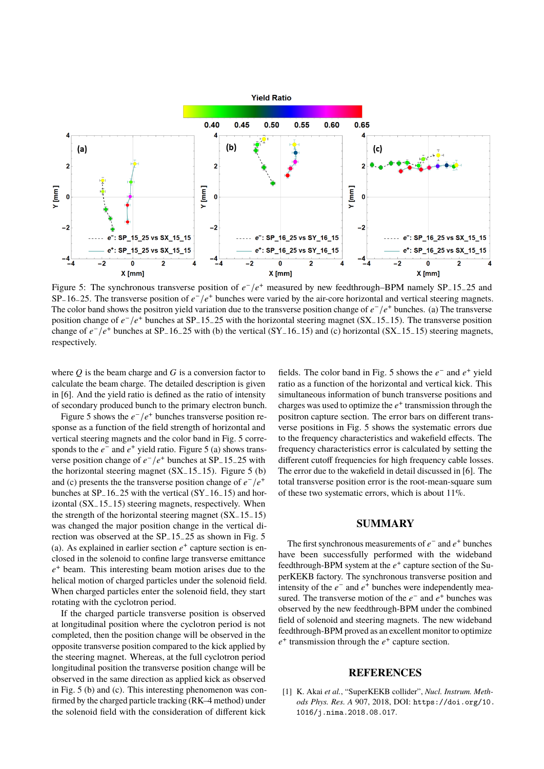Figure 5: The synchronous transverse position of $e^-/e^+$ measured by new feedthrough–BPM namely SP_15_25 and SP_16_25. The transverse position of $e^-/e^+$ bunches were varied by the air-core horizontal and vertical steering magnets. The color band shows the positron yield variation due to the transverse position change of $e^-/e^+$ bunches. (a) The transverse position change of $e^-/e^+$ bunches at SP_15_25 with the horizontal steering magnet (SX_15_15). The transverse position change of $e^-/e^+$ bunches at SP_16_25 with (b) the vertical (SY_16_15) and (c) horizontal (SX_15_15) steering magnets, respectively.

where $Q$ is the beam charge and $G$ is a conversion factor to calculate the beam charge. The detailed description is given in [6]. And the yield ratio is defined as the ratio of intensity of secondary produced bunch to the primary electron bunch.

Figure 5 shows the $e^-/e^+$ bunches transverse position response as a function of the field strength of horizontal and vertical steering magnets and the color band in Fig. 5 corresponds to the $e^-$ and $e^+$ yield ratio. Figure 5 (a) shows transverse position change of $e^-/e^+$ bunches at SP_15_25 with the horizontal steering magnet (SX_15_15). Figure 5 (b) and (c) presents the the transverse position change of $e^-/e^+$ bunches at SP_16_25 with the vertical (SY_16_15) and horizontal (SX_15_15) steering magnets, respectively. When the strength of the horizontal steering magnet (SX_15_15) was changed the major position change in the vertical direction was observed at the SP_15_25 as shown in Fig. 5 (a). As explained in earlier section $e^+$ capture section is enclosed in the solenoid to confine large transverse emittance $e^+$ beam. This interesting beam motion arises due to the helical motion of charged particles under the solenoid field. When charged particles enter the solenoid field, they start rotating with the cyclotron period.

If the charged particle transverse position is observed at longitudinal position where the cyclotron period is not completed, then the position change will be observed in the opposite transverse position compared to the kick applied by the steering magnet. Whereas, at the full cyclotron period longitudinal position the transverse position change will be observed in the same direction as applied kick as observed in Fig. 5 (b) and (c). This interesting phenomenon was confirmed by the charged particle tracking (RK–4 method) under the solenoid field with the consideration of different kick fields. The color band in Fig. 5 shows the $e^-$ and $e^+$ yield ratio as a function of the horizontal and vertical kick. This simultaneous information of bunch transverse positions and charges was used to optimize the $e^+$ transmission through the positron capture section. The error bars on different transverse positions in Fig. 5 shows the systematic errors due to the frequency characteristics and wakefield effects. The frequency characteristics error is calculated by setting the different cutoff frequencies for high frequency cable losses. The error due to the wakefield in detail discussed in [6]. The total transverse position error is the root-mean-square sum of these two systematic errors, which is about 11%.

## SUMMARY

The first synchronous measurements of $e^-$ and $e^+$ bunches have been successfully performed with the wideband feedthrough-BPM system at the $e^+$ capture section of the SuperKEKB factory. The synchronous transverse position and intensity of the $e^-$ and $e^+$ bunches were independently measured. The transverse motion of the $e^-$ and $e^+$ bunches was observed by the new feedthrough-BPM under the combined field of solenoid and steering magnets. The new wideband feedthrough-BPM proved as an excellent monitor to optimize $e^+$ transmission through the $e^+$ capture section.

## REFERENCES

[1] K. Akai *et al.*, "SuperKEKB collider", *Nucl. Instrum. Methods Phys. Res. A* 907, 2018, DOI: https://doi.org/10.1016/j.nima.2018.08.017.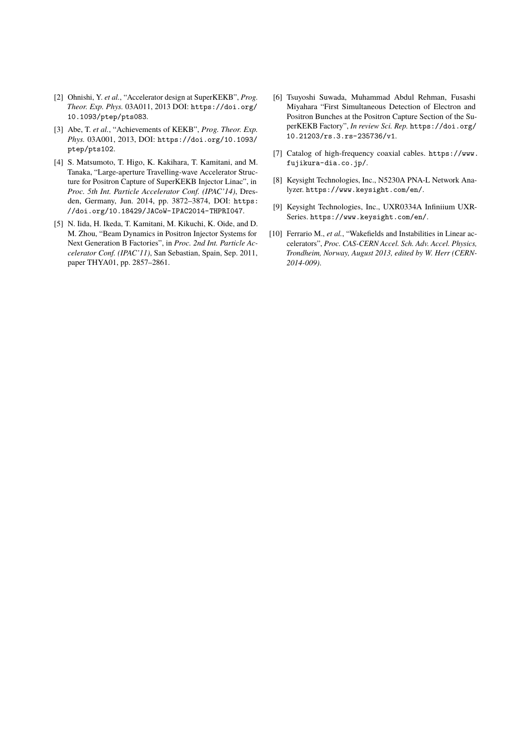[2] Ohnishi, Y. *et al.*, "Accelerator design at SuperKEKB", *Prog. Theor. Exp. Phys.* 03A011, 2013 DOI: https://doi.org/10.1093/ptep/pts083.

[3] Abe, T. *et al.*, "Achievements of KEKB", *Prog. Theor. Exp. Phys.* 03A001, 2013, DOI: https://doi.org/10.1093/ptep/pts102.

[4] S. Matsumoto, T. Higo, K. Kakihara, T. Kamitani, and M. Tanaka, "Large-aperture Travelling-wave Accelerator Structure for Positron Capture of SuperKEKB Injector Linac", in *Proc. 5th Int. Particle Accelerator Conf. (IPAC'14)*, Dresden, Germany, Jun. 2014, pp. 3872–3874, DOI: https://doi.org/10.18429/JACoW-IPAC2014-THPRI047.

[5] N. Iida, H. Ikeda, T. Kamitani, M. Kikuchi, K. Oide, and D. M. Zhou, "Beam Dynamics in Positron Injector Systems for Next Generation B Factories", in *Proc. 2nd Int. Particle Accelerator Conf. (IPAC'11)*, San Sebastian, Spain, Sep. 2011, paper THYA01, pp. 2857–2861.

[6] Tsuyoshi Suwada, Muhammad Abdul Rehman, Fusashi Miyahara "First Simultaneous Detection of Electron and Positron Bunches at the Positron Capture Section of the SuperKEKB Factory", *In review Sci. Rep.* https://doi.org/10.21203/rs.3.rs-235736/v1.

[7] Catalog of high-frequency coaxial cables. https://www.fujikura-dia.co.jp/.

[8] Keysight Technologies, Inc., N5230A PNA-L Network Analyzer. https://www.keysight.com/en/.

[9] Keysight Technologies, Inc., UXR0334A Infiniium UXR-Series. https://www.keysight.com/en/.

[10] Ferrario M., *et al.*, "Wakefields and Instabilities in Linear accelerators", *Proc. CAS-CERN Accel. Sch. Adv. Accel. Physics, Trondheim, Norway, August 2013, edited by W. Herr (CERN-2014-009)*.